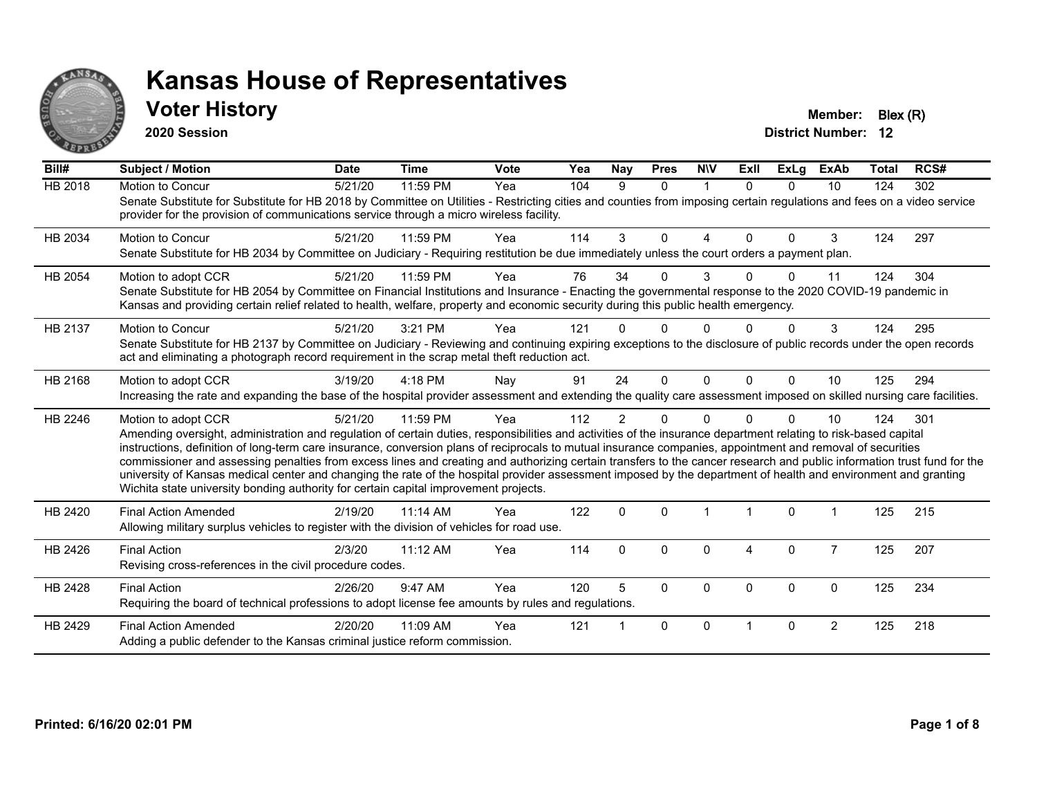# Kansas House of Representatives

## Voter History

**2020 Session**

**Member:** Blex (R)
**District Number:** 12

| Bill# | Subject / Motion | Date | Time | Vote | Yea | Nay | Pres | N\V | ExII | ExLg | ExAb | Total | RCS# |
|---|---|---|---|---|---|---|---|---|---|---|---|---|---|
| HB 2018 | Motion to Concur | 5/21/20 | 11:59 PM | Yea | 104 | 9 | 0 | 1 | 0 | 0 | 10 | 124 | 302 |
| | Senate Substitute for Substitute for HB 2018 by Committee on Utilities - Restricting cities and counties from imposing certain regulations and fees on a video service provider for the provision of communications service through a micro wireless facility. | | | | | | | | | | | | |
| HB 2034 | Motion to Concur | 5/21/20 | 11:59 PM | Yea | 114 | 3 | 0 | 4 | 0 | 0 | 3 | 124 | 297 |
| | Senate Substitute for HB 2034 by Committee on Judiciary - Requiring restitution be due immediately unless the court orders a payment plan. | | | | | | | | | | | | |
| HB 2054 | Motion to adopt CCR | 5/21/20 | 11:59 PM | Yea | 76 | 34 | 0 | 3 | 0 | 0 | 11 | 124 | 304 |
| | Senate Substitute for HB 2054 by Committee on Financial Institutions and Insurance - Enacting the governmental response to the 2020 COVID-19 pandemic in Kansas and providing certain relief related to health, welfare, property and economic security during this public health emergency. | | | | | | | | | | | | |
| HB 2137 | Motion to Concur | 5/21/20 | 3:21 PM | Yea | 121 | 0 | 0 | 0 | 0 | 0 | 3 | 124 | 295 |
| | Senate Substitute for HB 2137 by Committee on Judiciary - Reviewing and continuing expiring exceptions to the disclosure of public records under the open records act and eliminating a photograph record requirement in the scrap metal theft reduction act. | | | | | | | | | | | | |
| HB 2168 | Motion to adopt CCR | 3/19/20 | 4:18 PM | Nay | 91 | 24 | 0 | 0 | 0 | 0 | 10 | 125 | 294 |
| | Increasing the rate and expanding the base of the hospital provider assessment and extending the quality care assessment imposed on skilled nursing care facilities. | | | | | | | | | | | | |
| HB 2246 | Motion to adopt CCR | 5/21/20 | 11:59 PM | Yea | 112 | 2 | 0 | 0 | 0 | 0 | 10 | 124 | 301 |
| | Amending oversight, administration and regulation of certain duties, responsibilities and activities of the insurance department relating to risk-based capital instructions, definition of long-term care insurance, conversion plans of reciprocals to mutual insurance companies, appointment and removal of securities commissioner and assessing penalties from excess lines and creating and authorizing certain transfers to the cancer research and public information trust fund for the university of Kansas medical center and changing the rate of the hospital provider assessment imposed by the department of health and environment and granting Wichita state university bonding authority for certain capital improvement projects. | | | | | | | | | | | | |
| HB 2420 | Final Action Amended | 2/19/20 | 11:14 AM | Yea | 122 | 0 | 0 | 1 | 1 | 0 | 1 | 125 | 215 |
| | Allowing military surplus vehicles to register with the division of vehicles for road use. | | | | | | | | | | | | |
| HB 2426 | Final Action | 2/3/20 | 11:12 AM | Yea | 114 | 0 | 0 | 0 | 4 | 0 | 7 | 125 | 207 |
| | Revising cross-references in the civil procedure codes. | | | | | | | | | | | | |
| HB 2428 | Final Action | 2/26/20 | 9:47 AM | Yea | 120 | 5 | 0 | 0 | 0 | 0 | 0 | 125 | 234 |
| | Requiring the board of technical professions to adopt license fee amounts by rules and regulations. | | | | | | | | | | | | |
| HB 2429 | Final Action Amended | 2/20/20 | 11:09 AM | Yea | 121 | 1 | 0 | 0 | 1 | 0 | 2 | 125 | 218 |
| | Adding a public defender to the Kansas criminal justice reform commission. | | | | | | | | | | | | |

**Printed: 6/16/20 02:01 PM**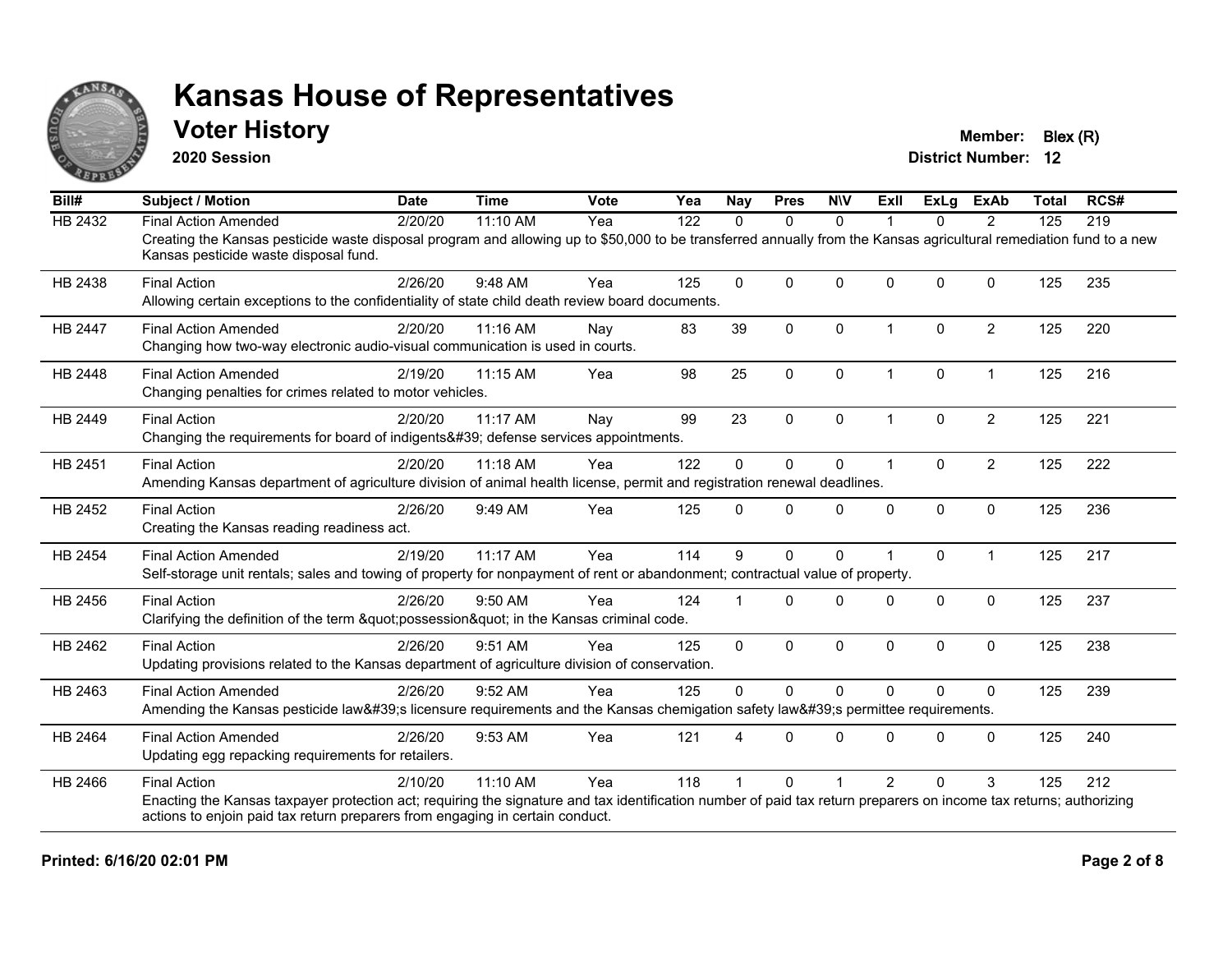# Kansas House of Representatives

## Voter History

**2020 Session**

**Member:** Blex (R)
**District Number:** 12

| Bill# | Subject / Motion | Date | Time | Vote | Yea | Nay | Pres | N\V | ExII | ExLg | ExAb | Total | RCS# |
|---|---|---|---|---|---|---|---|---|---|---|---|---|---|
| HB 2432 | Final Action Amended | 2/20/20 | 11:10 AM | Yea | 122 | 0 | 0 | 0 | 1 | 0 | 2 | 125 | 219 |
| | Creating the Kansas pesticide waste disposal program and allowing up to $50,000 to be transferred annually from the Kansas agricultural remediation fund to a new Kansas pesticide waste disposal fund. | | | | | | | | | | | | |
| HB 2438 | Final Action | 2/26/20 | 9:48 AM | Yea | 125 | 0 | 0 | 0 | 0 | 0 | 0 | 125 | 235 |
| | Allowing certain exceptions to the confidentiality of state child death review board documents. | | | | | | | | | | | | |
| HB 2447 | Final Action Amended | 2/20/20 | 11:16 AM | Nay | 83 | 39 | 0 | 0 | 1 | 0 | 2 | 125 | 220 |
| | Changing how two-way electronic audio-visual communication is used in courts. | | | | | | | | | | | | |
| HB 2448 | Final Action Amended | 2/19/20 | 11:15 AM | Yea | 98 | 25 | 0 | 0 | 1 | 0 | 1 | 125 | 216 |
| | Changing penalties for crimes related to motor vehicles. | | | | | | | | | | | | |
| HB 2449 | Final Action | 2/20/20 | 11:17 AM | Nay | 99 | 23 | 0 | 0 | 1 | 0 | 2 | 125 | 221 |
| | Changing the requirements for board of indigents&#39; defense services appointments. | | | | | | | | | | | | |
| HB 2451 | Final Action | 2/20/20 | 11:18 AM | Yea | 122 | 0 | 0 | 0 | 1 | 0 | 2 | 125 | 222 |
| | Amending Kansas department of agriculture division of animal health license, permit and registration renewal deadlines. | | | | | | | | | | | | |
| HB 2452 | Final Action | 2/26/20 | 9:49 AM | Yea | 125 | 0 | 0 | 0 | 0 | 0 | 0 | 125 | 236 |
| | Creating the Kansas reading readiness act. | | | | | | | | | | | | |
| HB 2454 | Final Action Amended | 2/19/20 | 11:17 AM | Yea | 114 | 9 | 0 | 0 | 1 | 0 | 1 | 125 | 217 |
| | Self-storage unit rentals; sales and towing of property for nonpayment of rent or abandonment; contractual value of property. | | | | | | | | | | | | |
| HB 2456 | Final Action | 2/26/20 | 9:50 AM | Yea | 124 | 1 | 0 | 0 | 0 | 0 | 0 | 125 | 237 |
| | Clarifying the definition of the term &quot;possession&quot; in the Kansas criminal code. | | | | | | | | | | | | |
| HB 2462 | Final Action | 2/26/20 | 9:51 AM | Yea | 125 | 0 | 0 | 0 | 0 | 0 | 0 | 125 | 238 |
| | Updating provisions related to the Kansas department of agriculture division of conservation. | | | | | | | | | | | | |
| HB 2463 | Final Action Amended | 2/26/20 | 9:52 AM | Yea | 125 | 0 | 0 | 0 | 0 | 0 | 0 | 125 | 239 |
| | Amending the Kansas pesticide law&#39;s licensure requirements and the Kansas chemigation safety law&#39;s permittee requirements. | | | | | | | | | | | | |
| HB 2464 | Final Action Amended | 2/26/20 | 9:53 AM | Yea | 121 | 4 | 0 | 0 | 0 | 0 | 0 | 125 | 240 |
| | Updating egg repacking requirements for retailers. | | | | | | | | | | | | |
| HB 2466 | Final Action | 2/10/20 | 11:10 AM | Yea | 118 | 1 | 0 | 1 | 2 | 0 | 3 | 125 | 212 |
| | Enacting the Kansas taxpayer protection act; requiring the signature and tax identification number of paid tax return preparers on income tax returns; authorizing actions to enjoin paid tax return preparers from engaging in certain conduct. | | | | | | | | | | | | |

**Printed: 6/16/20 02:01 PM**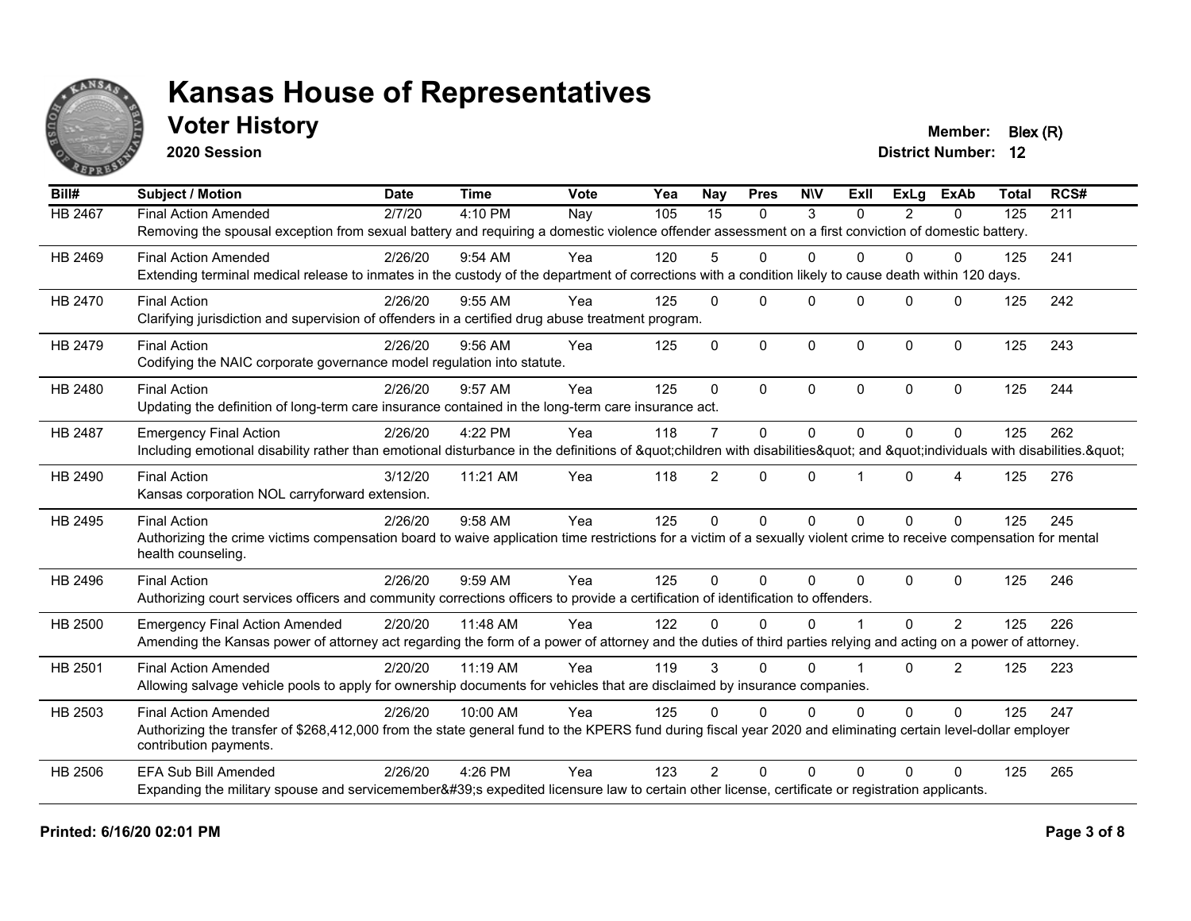# Kansas House of Representatives

## Voter History

**2020 Session**

**Member:** Blex (R)
**District Number:** 12

| Bill# | Subject / Motion | Date | Time | Vote | Yea | Nay | Pres | N\V | ExII | ExLg | ExAb | Total | RCS# |
|---|---|---|---|---|---|---|---|---|---|---|---|---|---|
| HB 2467 | Final Action Amended | 2/7/20 | 4:10 PM | Nay | 105 | 15 | 0 | 3 | 0 | 2 | 0 | 125 | 211 |
| | Removing the spousal exception from sexual battery and requiring a domestic violence offender assessment on a first conviction of domestic battery. | | | | | | | | | | | | |
| HB 2469 | Final Action Amended | 2/26/20 | 9:54 AM | Yea | 120 | 5 | 0 | 0 | 0 | 0 | 0 | 125 | 241 |
| | Extending terminal medical release to inmates in the custody of the department of corrections with a condition likely to cause death within 120 days. | | | | | | | | | | | | |
| HB 2470 | Final Action | 2/26/20 | 9:55 AM | Yea | 125 | 0 | 0 | 0 | 0 | 0 | 0 | 125 | 242 |
| | Clarifying jurisdiction and supervision of offenders in a certified drug abuse treatment program. | | | | | | | | | | | | |
| HB 2479 | Final Action | 2/26/20 | 9:56 AM | Yea | 125 | 0 | 0 | 0 | 0 | 0 | 0 | 125 | 243 |
| | Codifying the NAIC corporate governance model regulation into statute. | | | | | | | | | | | | |
| HB 2480 | Final Action | 2/26/20 | 9:57 AM | Yea | 125 | 0 | 0 | 0 | 0 | 0 | 0 | 125 | 244 |
| | Updating the definition of long-term care insurance contained in the long-term care insurance act. | | | | | | | | | | | | |
| HB 2487 | Emergency Final Action | 2/26/20 | 4:22 PM | Yea | 118 | 7 | 0 | 0 | 0 | 0 | 0 | 125 | 262 |
| | Including emotional disability rather than emotional disturbance in the definitions of &quot;children with disabilities&quot; and &quot;individuals with disabilities.&quot; | | | | | | | | | | | | |
| HB 2490 | Final Action | 3/12/20 | 11:21 AM | Yea | 118 | 2 | 0 | 0 | 1 | 0 | 4 | 125 | 276 |
| | Kansas corporation NOL carryforward extension. | | | | | | | | | | | | |
| HB 2495 | Final Action | 2/26/20 | 9:58 AM | Yea | 125 | 0 | 0 | 0 | 0 | 0 | 0 | 125 | 245 |
| | Authorizing the crime victims compensation board to waive application time restrictions for a victim of a sexually violent crime to receive compensation for mental health counseling. | | | | | | | | | | | | |
| HB 2496 | Final Action | 2/26/20 | 9:59 AM | Yea | 125 | 0 | 0 | 0 | 0 | 0 | 0 | 125 | 246 |
| | Authorizing court services officers and community corrections officers to provide a certification of identification to offenders. | | | | | | | | | | | | |
| HB 2500 | Emergency Final Action Amended | 2/20/20 | 11:48 AM | Yea | 122 | 0 | 0 | 0 | 1 | 0 | 2 | 125 | 226 |
| | Amending the Kansas power of attorney act regarding the form of a power of attorney and the duties of third parties relying and acting on a power of attorney. | | | | | | | | | | | | |
| HB 2501 | Final Action Amended | 2/20/20 | 11:19 AM | Yea | 119 | 3 | 0 | 0 | 1 | 0 | 2 | 125 | 223 |
| | Allowing salvage vehicle pools to apply for ownership documents for vehicles that are disclaimed by insurance companies. | | | | | | | | | | | | |
| HB 2503 | Final Action Amended | 2/26/20 | 10:00 AM | Yea | 125 | 0 | 0 | 0 | 0 | 0 | 0 | 125 | 247 |
| | Authorizing the transfer of $268,412,000 from the state general fund to the KPERS fund during fiscal year 2020 and eliminating certain level-dollar employer contribution payments. | | | | | | | | | | | | |
| HB 2506 | EFA Sub Bill Amended | 2/26/20 | 4:26 PM | Yea | 123 | 2 | 0 | 0 | 0 | 0 | 0 | 125 | 265 |
| | Expanding the military spouse and servicemember&#39;s expedited licensure law to certain other license, certificate or registration applicants. | | | | | | | | | | | | |

**Printed:** 6/16/20 02:01 PM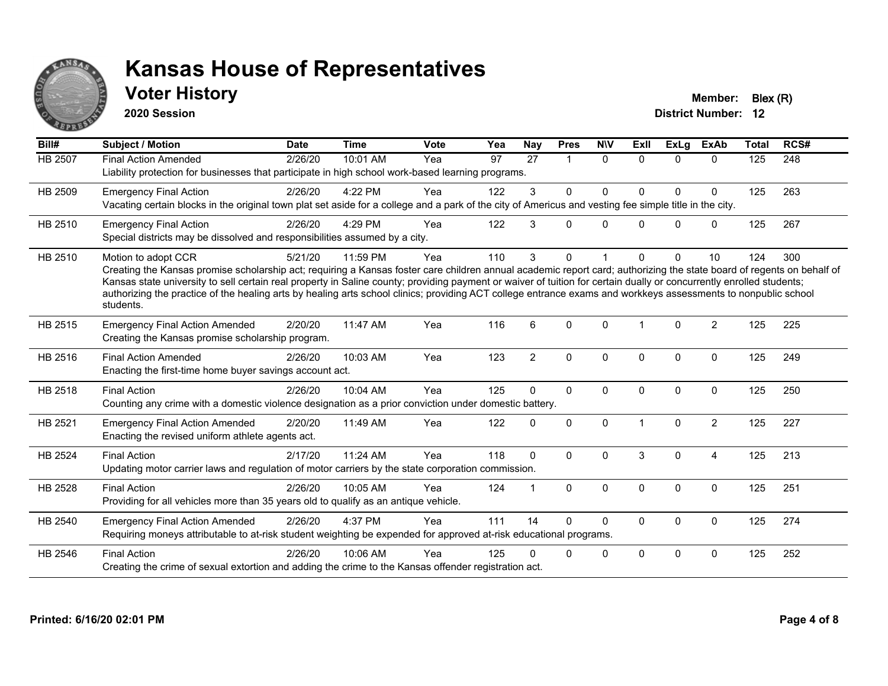# Kansas House of Representatives

## Voter History

**2020 Session**

**Member:** Blex (R)
**District Number:** 12

| Bill# | Subject / Motion | Date | Time | Vote | Yea | Nay | Pres | N\V | ExII | ExLg | ExAb | Total | RCS# |
|---|---|---|---|---|---|---|---|---|---|---|---|---|---|
| HB 2507 | Final Action Amended | 2/26/20 | 10:01 AM | Yea | 97 | 27 | 1 | 0 | 0 | 0 | 0 | 125 | 248 |
| | Liability protection for businesses that participate in high school work-based learning programs. | | | | | | | | | | | | |
| HB 2509 | Emergency Final Action | 2/26/20 | 4:22 PM | Yea | 122 | 3 | 0 | 0 | 0 | 0 | 0 | 125 | 263 |
| | Vacating certain blocks in the original town plat set aside for a college and a park of the city of Americus and vesting fee simple title in the city. | | | | | | | | | | | | |
| HB 2510 | Emergency Final Action | 2/26/20 | 4:29 PM | Yea | 122 | 3 | 0 | 0 | 0 | 0 | 0 | 125 | 267 |
| | Special districts may be dissolved and responsibilities assumed by a city. | | | | | | | | | | | | |
| HB 2510 | Motion to adopt CCR | 5/21/20 | 11:59 PM | Yea | 110 | 3 | 0 | 1 | 0 | 0 | 10 | 124 | 300 |
| | Creating the Kansas promise scholarship act; requiring a Kansas foster care children annual academic report card; authorizing the state board of regents on behalf of Kansas state university to sell certain real property in Saline county; providing payment or waiver of tuition for certain dually or concurrently enrolled students; authorizing the practice of the healing arts by healing arts school clinics; providing ACT college entrance exams and workkeys assessments to nonpublic school students. | | | | | | | | | | | | |
| HB 2515 | Emergency Final Action Amended | 2/20/20 | 11:47 AM | Yea | 116 | 6 | 0 | 0 | 1 | 0 | 2 | 125 | 225 |
| | Creating the Kansas promise scholarship program. | | | | | | | | | | | | |
| HB 2516 | Final Action Amended | 2/26/20 | 10:03 AM | Yea | 123 | 2 | 0 | 0 | 0 | 0 | 0 | 125 | 249 |
| | Enacting the first-time home buyer savings account act. | | | | | | | | | | | | |
| HB 2518 | Final Action | 2/26/20 | 10:04 AM | Yea | 125 | 0 | 0 | 0 | 0 | 0 | 0 | 125 | 250 |
| | Counting any crime with a domestic violence designation as a prior conviction under domestic battery. | | | | | | | | | | | | |
| HB 2521 | Emergency Final Action Amended | 2/20/20 | 11:49 AM | Yea | 122 | 0 | 0 | 0 | 1 | 0 | 2 | 125 | 227 |
| | Enacting the revised uniform athlete agents act. | | | | | | | | | | | | |
| HB 2524 | Final Action | 2/17/20 | 11:24 AM | Yea | 118 | 0 | 0 | 0 | 3 | 0 | 4 | 125 | 213 |
| | Updating motor carrier laws and regulation of motor carriers by the state corporation commission. | | | | | | | | | | | | |
| HB 2528 | Final Action | 2/26/20 | 10:05 AM | Yea | 124 | 1 | 0 | 0 | 0 | 0 | 0 | 125 | 251 |
| | Providing for all vehicles more than 35 years old to qualify as an antique vehicle. | | | | | | | | | | | | |
| HB 2540 | Emergency Final Action Amended | 2/26/20 | 4:37 PM | Yea | 111 | 14 | 0 | 0 | 0 | 0 | 0 | 125 | 274 |
| | Requiring moneys attributable to at-risk student weighting be expended for approved at-risk educational programs. | | | | | | | | | | | | |
| HB 2546 | Final Action | 2/26/20 | 10:06 AM | Yea | 125 | 0 | 0 | 0 | 0 | 0 | 0 | 125 | 252 |
| | Creating the crime of sexual extortion and adding the crime to the Kansas offender registration act. | | | | | | | | | | | | |

**Printed: 6/16/20 02:01 PM**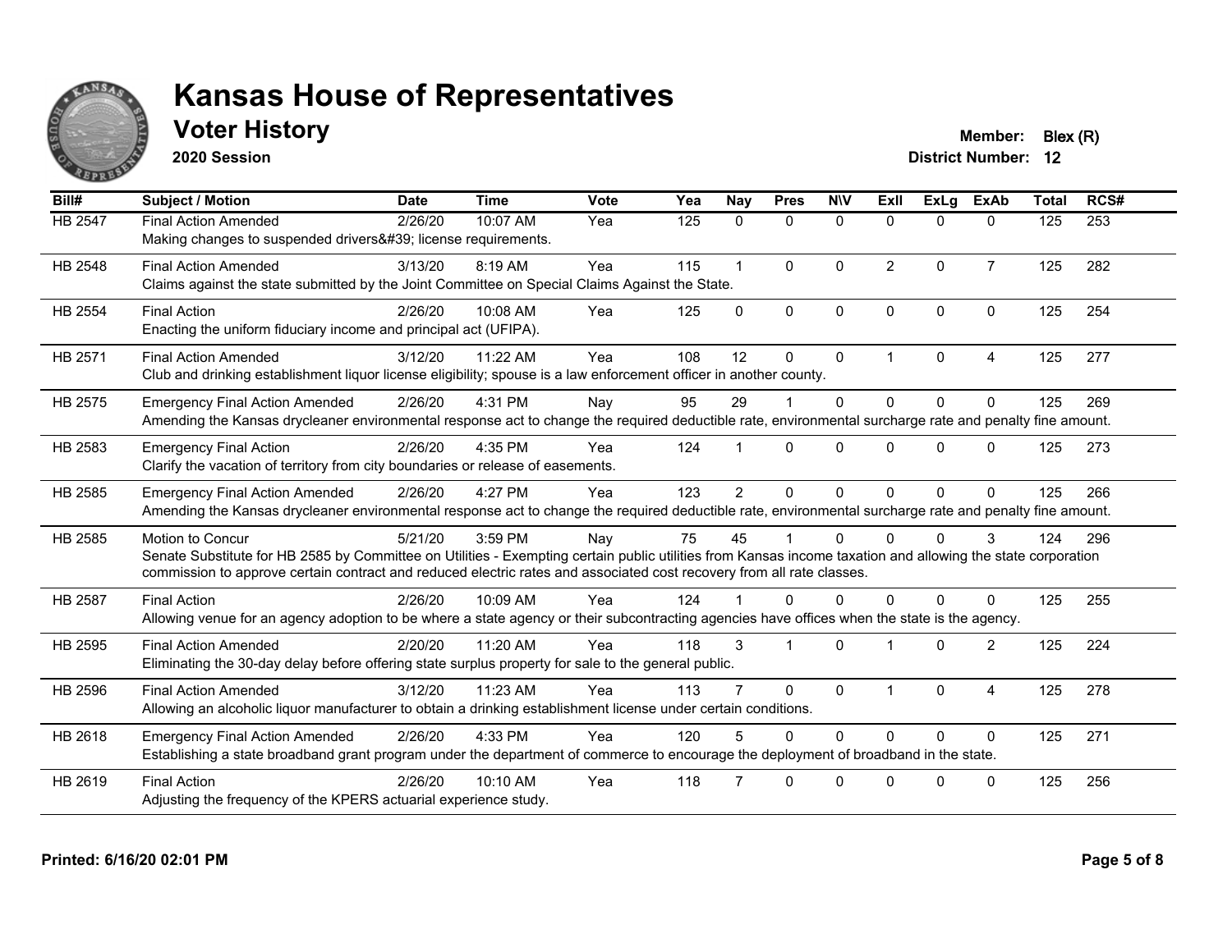# Kansas House of Representatives

## Voter History

**2020 Session**

**Member:** Blex (R)
**District Number:** 12

| Bill# | Subject / Motion | Date | Time | Vote | Yea | Nay | Pres | N\V | ExII | ExLg | ExAb | Total | RCS# |
|---|---|---|---|---|---|---|---|---|---|---|---|---|---|
| HB 2547 | Final Action Amended<br>Making changes to suspended drivers&#39; license requirements. | 2/26/20 | 10:07 AM | Yea | 125 | 0 | 0 | 0 | 0 | 0 | 0 | 125 | 253 |
| HB 2548 | Final Action Amended<br>Claims against the state submitted by the Joint Committee on Special Claims Against the State. | 3/13/20 | 8:19 AM | Yea | 115 | 1 | 0 | 0 | 2 | 0 | 7 | 125 | 282 |
| HB 2554 | Final Action<br>Enacting the uniform fiduciary income and principal act (UFIPA). | 2/26/20 | 10:08 AM | Yea | 125 | 0 | 0 | 0 | 0 | 0 | 0 | 125 | 254 |
| HB 2571 | Final Action Amended<br>Club and drinking establishment liquor license eligibility; spouse is a law enforcement officer in another county. | 3/12/20 | 11:22 AM | Yea | 108 | 12 | 0 | 0 | 1 | 0 | 4 | 125 | 277 |
| HB 2575 | Emergency Final Action Amended<br>Amending the Kansas drycleaner environmental response act to change the required deductible rate, environmental surcharge rate and penalty fine amount. | 2/26/20 | 4:31 PM | Nay | 95 | 29 | 1 | 0 | 0 | 0 | 0 | 125 | 269 |
| HB 2583 | Emergency Final Action<br>Clarify the vacation of territory from city boundaries or release of easements. | 2/26/20 | 4:35 PM | Yea | 124 | 1 | 0 | 0 | 0 | 0 | 0 | 125 | 273 |
| HB 2585 | Emergency Final Action Amended<br>Amending the Kansas drycleaner environmental response act to change the required deductible rate, environmental surcharge rate and penalty fine amount. | 2/26/20 | 4:27 PM | Yea | 123 | 2 | 0 | 0 | 0 | 0 | 0 | 125 | 266 |
| HB 2585 | Motion to Concur<br>Senate Substitute for HB 2585 by Committee on Utilities - Exempting certain public utilities from Kansas income taxation and allowing the state corporation commission to approve certain contract and reduced electric rates and associated cost recovery from all rate classes. | 5/21/20 | 3:59 PM | Nay | 75 | 45 | 1 | 0 | 0 | 0 | 3 | 124 | 296 |
| HB 2587 | Final Action<br>Allowing venue for an agency adoption to be where a state agency or their subcontracting agencies have offices when the state is the agency. | 2/26/20 | 10:09 AM | Yea | 124 | 1 | 0 | 0 | 0 | 0 | 0 | 125 | 255 |
| HB 2595 | Final Action Amended<br>Eliminating the 30-day delay before offering state surplus property for sale to the general public. | 2/20/20 | 11:20 AM | Yea | 118 | 3 | 1 | 0 | 1 | 0 | 2 | 125 | 224 |
| HB 2596 | Final Action Amended<br>Allowing an alcoholic liquor manufacturer to obtain a drinking establishment license under certain conditions. | 3/12/20 | 11:23 AM | Yea | 113 | 7 | 0 | 0 | 1 | 0 | 4 | 125 | 278 |
| HB 2618 | Emergency Final Action Amended<br>Establishing a state broadband grant program under the department of commerce to encourage the deployment of broadband in the state. | 2/26/20 | 4:33 PM | Yea | 120 | 5 | 0 | 0 | 0 | 0 | 0 | 125 | 271 |
| HB 2619 | Final Action<br>Adjusting the frequency of the KPERS actuarial experience study. | 2/26/20 | 10:10 AM | Yea | 118 | 7 | 0 | 0 | 0 | 0 | 0 | 125 | 256 |

**Printed: 6/16/20 02:01 PM**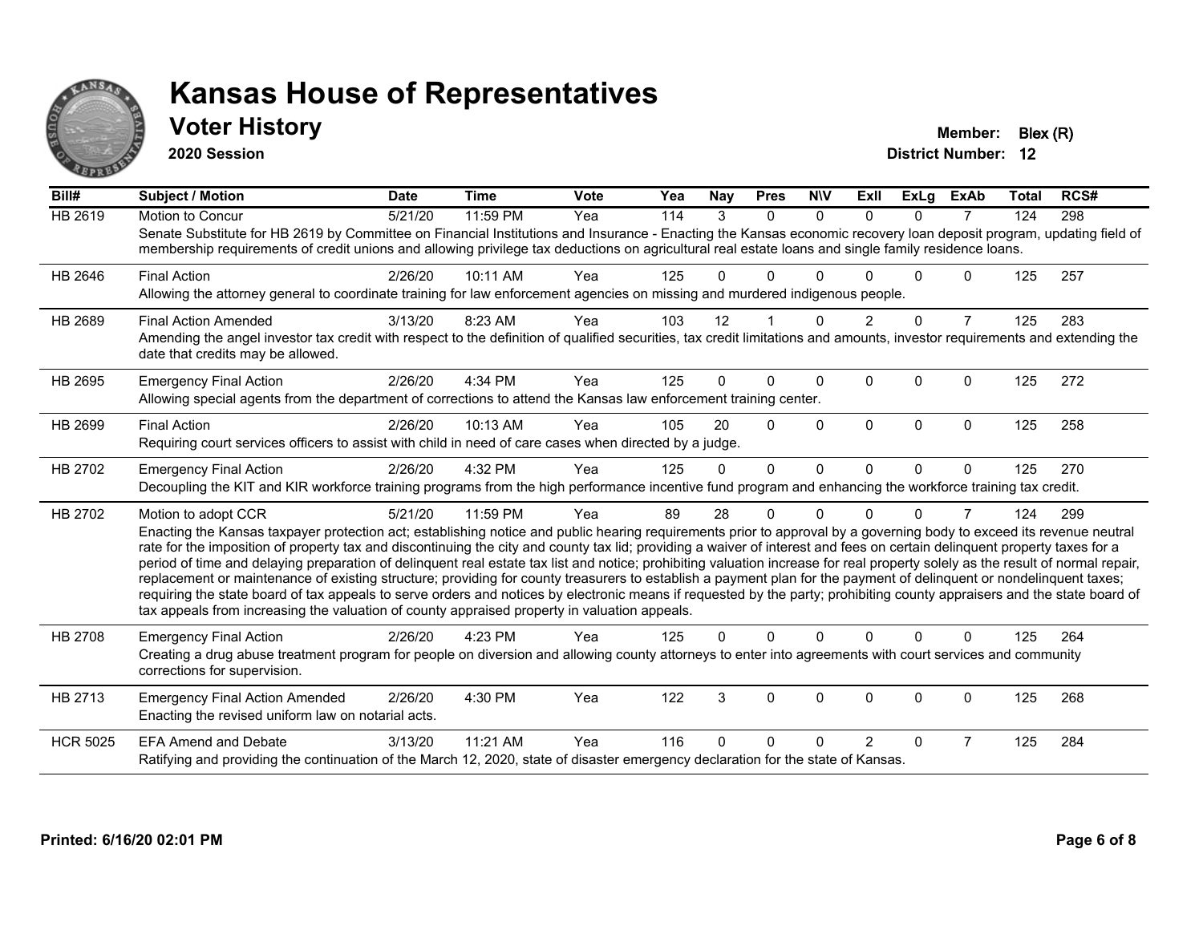# Kansas House of Representatives

## Voter History

**2020 Session**

**Member:** Blex (R)
**District Number:** 12

| Bill# | Subject / Motion | Date | Time | Vote | Yea | Nay | Pres | N\V | ExII | ExLg | ExAb | Total | RCS# |
|---|---|---|---|---|---|---|---|---|---|---|---|---|---|
| HB 2619 | Motion to Concur | 5/21/20 | 11:59 PM | Yea | 114 | 3 | 0 | 0 | 0 | 0 | 7 | 124 | 298 |
| | Senate Substitute for HB 2619 by Committee on Financial Institutions and Insurance - Enacting the Kansas economic recovery loan deposit program, updating field of membership requirements of credit unions and allowing privilege tax deductions on agricultural real estate loans and single family residence loans. | | | | | | | | | | | | |
| HB 2646 | Final Action | 2/26/20 | 10:11 AM | Yea | 125 | 0 | 0 | 0 | 0 | 0 | 0 | 125 | 257 |
| | Allowing the attorney general to coordinate training for law enforcement agencies on missing and murdered indigenous people. | | | | | | | | | | | | |
| HB 2689 | Final Action Amended | 3/13/20 | 8:23 AM | Yea | 103 | 12 | 1 | 0 | 2 | 0 | 7 | 125 | 283 |
| | Amending the angel investor tax credit with respect to the definition of qualified securities, tax credit limitations and amounts, investor requirements and extending the date that credits may be allowed. | | | | | | | | | | | | |
| HB 2695 | Emergency Final Action | 2/26/20 | 4:34 PM | Yea | 125 | 0 | 0 | 0 | 0 | 0 | 0 | 125 | 272 |
| | Allowing special agents from the department of corrections to attend the Kansas law enforcement training center. | | | | | | | | | | | | |
| HB 2699 | Final Action | 2/26/20 | 10:13 AM | Yea | 105 | 20 | 0 | 0 | 0 | 0 | 0 | 125 | 258 |
| | Requiring court services officers to assist with child in need of care cases when directed by a judge. | | | | | | | | | | | | |
| HB 2702 | Emergency Final Action | 2/26/20 | 4:32 PM | Yea | 125 | 0 | 0 | 0 | 0 | 0 | 0 | 125 | 270 |
| | Decoupling the KIT and KIR workforce training programs from the high performance incentive fund program and enhancing the workforce training tax credit. | | | | | | | | | | | | |
| HB 2702 | Motion to adopt CCR | 5/21/20 | 11:59 PM | Yea | 89 | 28 | 0 | 0 | 0 | 0 | 7 | 124 | 299 |
| | Enacting the Kansas taxpayer protection act; establishing notice and public hearing requirements prior to approval by a governing body to exceed its revenue neutral rate for the imposition of property tax and discontinuing the city and county tax lid; providing a waiver of interest and fees on certain delinquent property taxes for a period of time and delaying preparation of delinquent real estate tax list and notice; prohibiting valuation increase for real property solely as the result of normal repair, replacement or maintenance of existing structure; providing for county treasurers to establish a payment plan for the payment of delinquent or nondelinquent taxes; requiring the state board of tax appeals to serve orders and notices by electronic means if requested by the party; prohibiting county appraisers and the state board of tax appeals from increasing the valuation of county appraised property in valuation appeals. | | | | | | | | | | | | |
| HB 2708 | Emergency Final Action | 2/26/20 | 4:23 PM | Yea | 125 | 0 | 0 | 0 | 0 | 0 | 0 | 125 | 264 |
| | Creating a drug abuse treatment program for people on diversion and allowing county attorneys to enter into agreements with court services and community corrections for supervision. | | | | | | | | | | | | |
| HB 2713 | Emergency Final Action Amended | 2/26/20 | 4:30 PM | Yea | 122 | 3 | 0 | 0 | 0 | 0 | 0 | 125 | 268 |
| | Enacting the revised uniform law on notarial acts. | | | | | | | | | | | | |
| HCR 5025 | EFA Amend and Debate | 3/13/20 | 11:21 AM | Yea | 116 | 0 | 0 | 0 | 2 | 0 | 7 | 125 | 284 |
| | Ratifying and providing the continuation of the March 12, 2020, state of disaster emergency declaration for the state of Kansas. | | | | | | | | | | | | |

**Printed: 6/16/20 02:01 PM**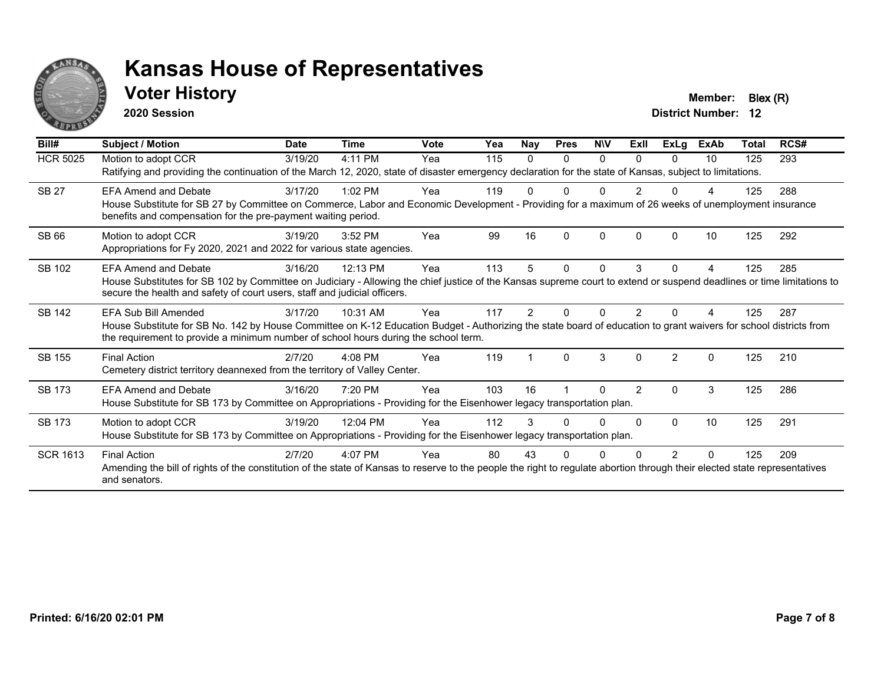# Kansas House of Representatives

## Voter History

**2020 Session**

**Member:** Blex (R)
**District Number:** 12

| Bill# | Subject / Motion | Date | Time | Vote | Yea | Nay | Pres | N\V | ExII | ExLg | ExAb | Total | RCS# |
|---|---|---|---|---|---|---|---|---|---|---|---|---|---|
| HCR 5025 | Motion to adopt CCR | 3/19/20 | 4:11 PM | Yea | 115 | 0 | 0 | 0 | 0 | 0 | 10 | 125 | 293 |
| | Ratifying and providing the continuation of the March 12, 2020, state of disaster emergency declaration for the state of Kansas, subject to limitations. | | | | | | | | | | | | |
| SB 27 | EFA Amend and Debate | 3/17/20 | 1:02 PM | Yea | 119 | 0 | 0 | 0 | 2 | 0 | 4 | 125 | 288 |
| | House Substitute for SB 27 by Committee on Commerce, Labor and Economic Development - Providing for a maximum of 26 weeks of unemployment insurance benefits and compensation for the pre-payment waiting period. | | | | | | | | | | | | |
| SB 66 | Motion to adopt CCR | 3/19/20 | 3:52 PM | Yea | 99 | 16 | 0 | 0 | 0 | 0 | 10 | 125 | 292 |
| | Appropriations for Fy 2020, 2021 and 2022 for various state agencies. | | | | | | | | | | | | |
| SB 102 | EFA Amend and Debate | 3/16/20 | 12:13 PM | Yea | 113 | 5 | 0 | 0 | 3 | 0 | 4 | 125 | 285 |
| | House Substitutes for SB 102 by Committee on Judiciary - Allowing the chief justice of the Kansas supreme court to extend or suspend deadlines or time limitations to secure the health and safety of court users, staff and judicial officers. | | | | | | | | | | | | |
| SB 142 | EFA Sub Bill Amended | 3/17/20 | 10:31 AM | Yea | 117 | 2 | 0 | 0 | 2 | 0 | 4 | 125 | 287 |
| | House Substitute for SB No. 142 by House Committee on K-12 Education Budget - Authorizing the state board of education to grant waivers for school districts from the requirement to provide a minimum number of school hours during the school term. | | | | | | | | | | | | |
| SB 155 | Final Action | 2/7/20 | 4:08 PM | Yea | 119 | 1 | 0 | 3 | 0 | 2 | 0 | 125 | 210 |
| | Cemetery district territory deannexed from the territory of Valley Center. | | | | | | | | | | | | |
| SB 173 | EFA Amend and Debate | 3/16/20 | 7:20 PM | Yea | 103 | 16 | 1 | 0 | 2 | 0 | 3 | 125 | 286 |
| | House Substitute for SB 173 by Committee on Appropriations - Providing for the Eisenhower legacy transportation plan. | | | | | | | | | | | | |
| SB 173 | Motion to adopt CCR | 3/19/20 | 12:04 PM | Yea | 112 | 3 | 0 | 0 | 0 | 0 | 10 | 125 | 291 |
| | House Substitute for SB 173 by Committee on Appropriations - Providing for the Eisenhower legacy transportation plan. | | | | | | | | | | | | |
| SCR 1613 | Final Action | 2/7/20 | 4:07 PM | Yea | 80 | 43 | 0 | 0 | 0 | 2 | 0 | 125 | 209 |
| | Amending the bill of rights of the constitution of the state of Kansas to reserve to the people the right to regulate abortion through their elected state representatives and senators. | | | | | | | | | | | | |

Printed: 6/16/20 02:01 PM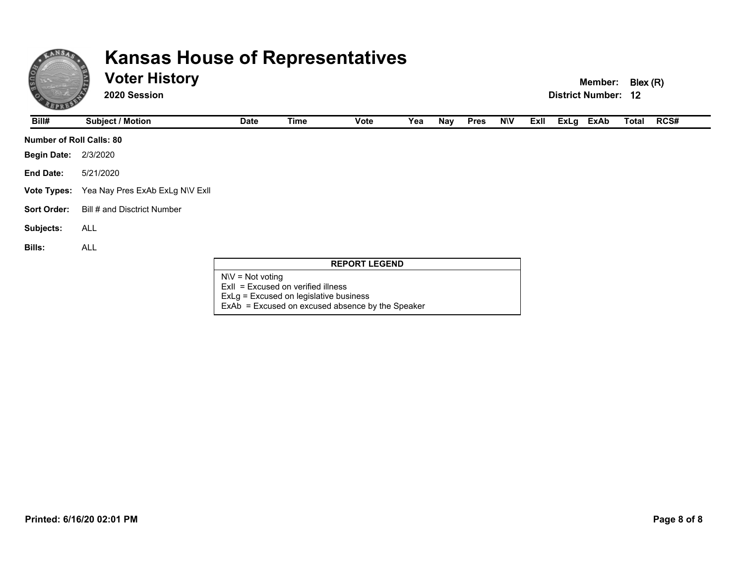# Kansas House of Representatives

## Voter History

**2020 Session**

**Member:** Blex (R)
**District Number:** 12

| Bill# | Subject / Motion | Date | Time | Vote | Yea | Nay | Pres | N\V | ExIl | ExLg | ExAb | Total | RCS# |
|---|---|---|---|---|---|---|---|---|---|---|---|---|---|

**Number of Roll Calls: 80**

**Begin Date:** 2/3/2020

**End Date:** 5/21/2020

**Vote Types:** Yea Nay Pres ExAb ExLg N\V ExIl

**Sort Order:** Bill # and Disctrict Number

**Subjects:** ALL

**Bills:** ALL

| REPORT LEGEND |
|---|
| N\V = Not voting |
| ExIl = Excused on verified illness |
| ExLg = Excused on legislative business |
| ExAb = Excused on excused absence by the Speaker |

**Printed: 6/16/20 02:01 PM**